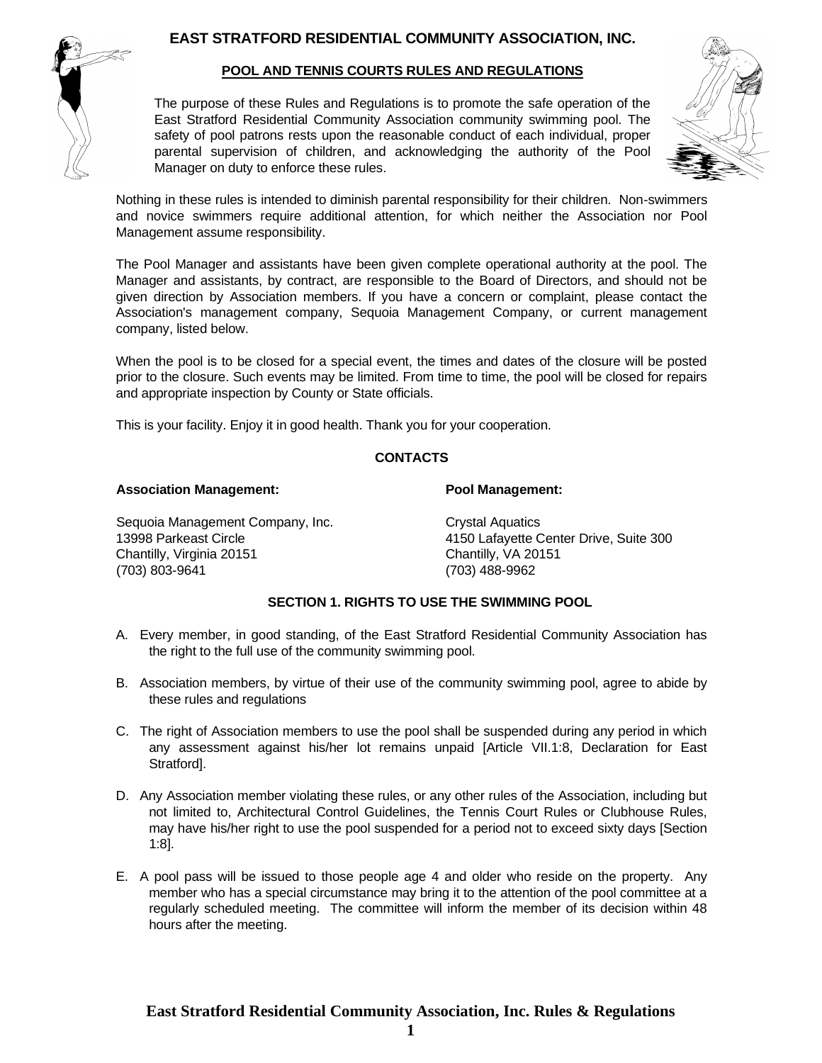# EAST STRATFORD RESIDENTIAL COMMUNITY ASSOCIATION, INC.

## POOL AND TENNIS COURTS RULES AND REGULATIONS

The purpose of these Rules and Regulations is to promote the safe operation of the East Stratford Residential Community Association community swimming pool. The safety of pool patrons rests upon the reasonable conduct of each individual, proper parental supervision of children, and acknowledging the authority of the Pool Manager on duty to enforce these rules.

Nothing in these rules is intended to diminish parental responsibility for their children. Non-swimmers and novice swimmers require additional attention, for which neither the Association nor Pool Management assume responsibility.

The Pool Manager and assistants have been given complete operational authority at the pool. The Manager and assistants, by contract, are responsible to the Board of Directors, and should not be given direction by Association members. If you have a concern or complaint, please contact the Association's management company, Sequoia Management Company, or current management company, listed below.

When the pool is to be closed for a special event, the times and dates of the closure will be posted prior to the closure. Such events may be limited. From time to time, the pool will be closed for repairs and appropriate inspection by County or State officials.

This is your facility. Enjoy it in good health. Thank you for your cooperation.

### CONTACTS

**Association Management:**

Sequoia Management Company, Inc.
13998 Parkeast Circle
Chantilly, Virginia 20151
(703) 803-9641

**Pool Management:**

Crystal Aquatics
4150 Lafayette Center Drive, Suite 300
Chantilly, VA 20151
(703) 488-9962

### SECTION 1. RIGHTS TO USE THE SWIMMING POOL

A. Every member, in good standing, of the East Stratford Residential Community Association has the right to the full use of the community swimming pool.

B. Association members, by virtue of their use of the community swimming pool, agree to abide by these rules and regulations

C. The right of Association members to use the pool shall be suspended during any period in which any assessment against his/her lot remains unpaid [Article VII.1:8, Declaration for East Stratford].

D. Any Association member violating these rules, or any other rules of the Association, including but not limited to, Architectural Control Guidelines, the Tennis Court Rules or Clubhouse Rules, may have his/her right to use the pool suspended for a period not to exceed sixty days [Section 1:8].

E. A pool pass will be issued to those people age 4 and older who reside on the property. Any member who has a special circumstance may bring it to the attention of the pool committee at a regularly scheduled meeting. The committee will inform the member of its decision within 48 hours after the meeting.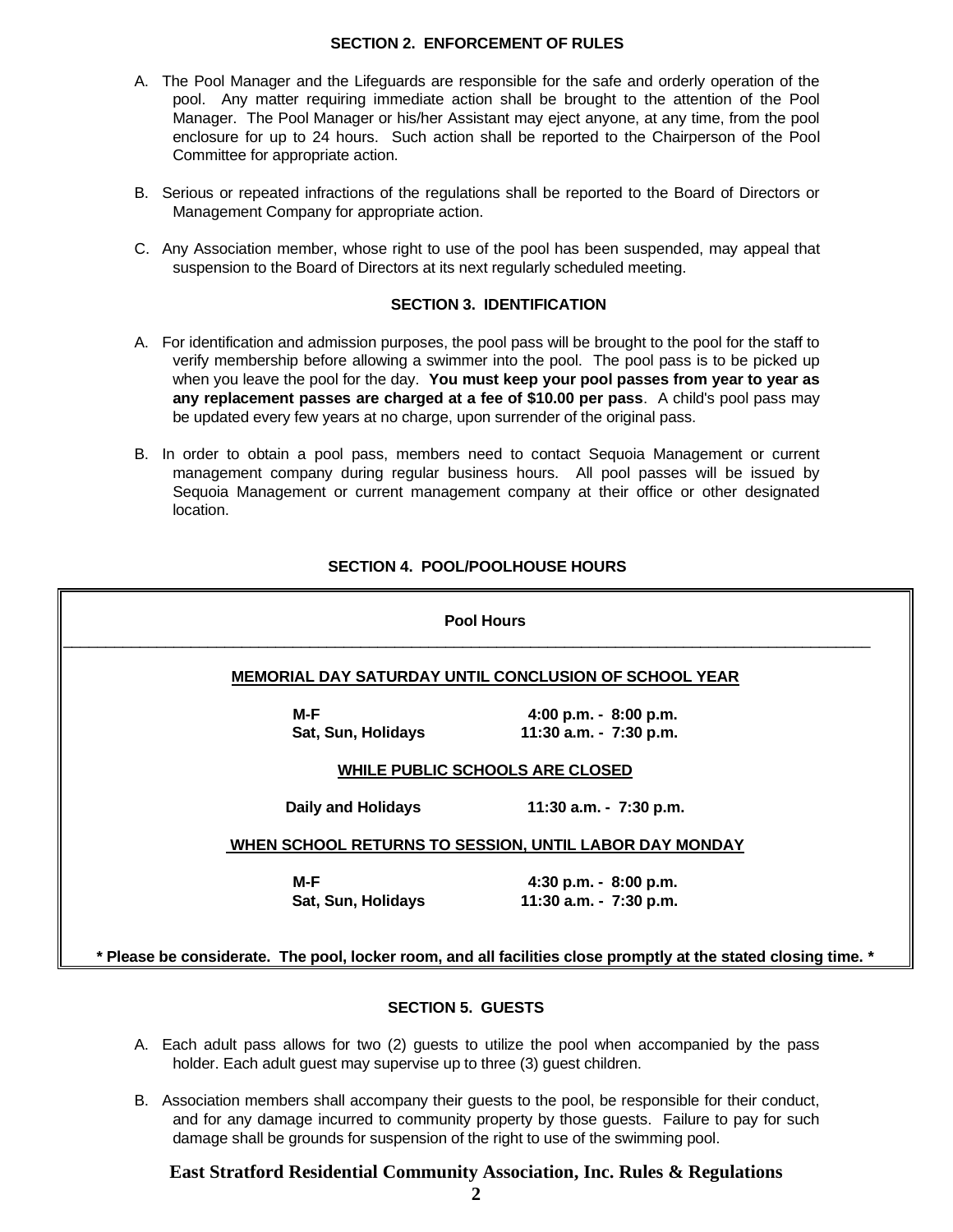## SECTION 2. ENFORCEMENT OF RULES

A. The Pool Manager and the Lifeguards are responsible for the safe and orderly operation of the pool. Any matter requiring immediate action shall be brought to the attention of the Pool Manager. The Pool Manager or his/her Assistant may eject anyone, at any time, from the pool enclosure for up to 24 hours. Such action shall be reported to the Chairperson of the Pool Committee for appropriate action.

B. Serious or repeated infractions of the regulations shall be reported to the Board of Directors or Management Company for appropriate action.

C. Any Association member, whose right to use of the pool has been suspended, may appeal that suspension to the Board of Directors at its next regularly scheduled meeting.

## SECTION 3. IDENTIFICATION

A. For identification and admission purposes, the pool pass will be brought to the pool for the staff to verify membership before allowing a swimmer into the pool. The pool pass is to be picked up when you leave the pool for the day. **You must keep your pool passes from year to year as any replacement passes are charged at a fee of $10.00 per pass**. A child's pool pass may be updated every few years at no charge, upon surrender of the original pass.

B. In order to obtain a pool pass, members need to contact Sequoia Management or current management company during regular business hours. All pool passes will be issued by Sequoia Management or current management company at their office or other designated location.

## SECTION 4. POOL/POOLHOUSE HOURS

**Pool Hours**

**MEMORIAL DAY SATURDAY UNTIL CONCLUSION OF SCHOOL YEAR**

| | |
|---|---|
| **M-F** | **4:00 p.m. - 8:00 p.m.** |
| **Sat, Sun, Holidays** | **11:30 a.m. - 7:30 p.m.** |

**WHILE PUBLIC SCHOOLS ARE CLOSED**

| | |
|---|---|
| **Daily and Holidays** | **11:30 a.m. - 7:30 p.m.** |

**WHEN SCHOOL RETURNS TO SESSION, UNTIL LABOR DAY MONDAY**

| | |
|---|---|
| **M-F** | **4:30 p.m. - 8:00 p.m.** |
| **Sat, Sun, Holidays** | **11:30 a.m. - 7:30 p.m.** |

**\* Please be considerate. The pool, locker room, and all facilities close promptly at the stated closing time. \***

## SECTION 5. GUESTS

A. Each adult pass allows for two (2) guests to utilize the pool when accompanied by the pass holder. Each adult guest may supervise up to three (3) guest children.

B. Association members shall accompany their guests to the pool, be responsible for their conduct, and for any damage incurred to community property by those guests. Failure to pay for such damage shall be grounds for suspension of the right to use of the swimming pool.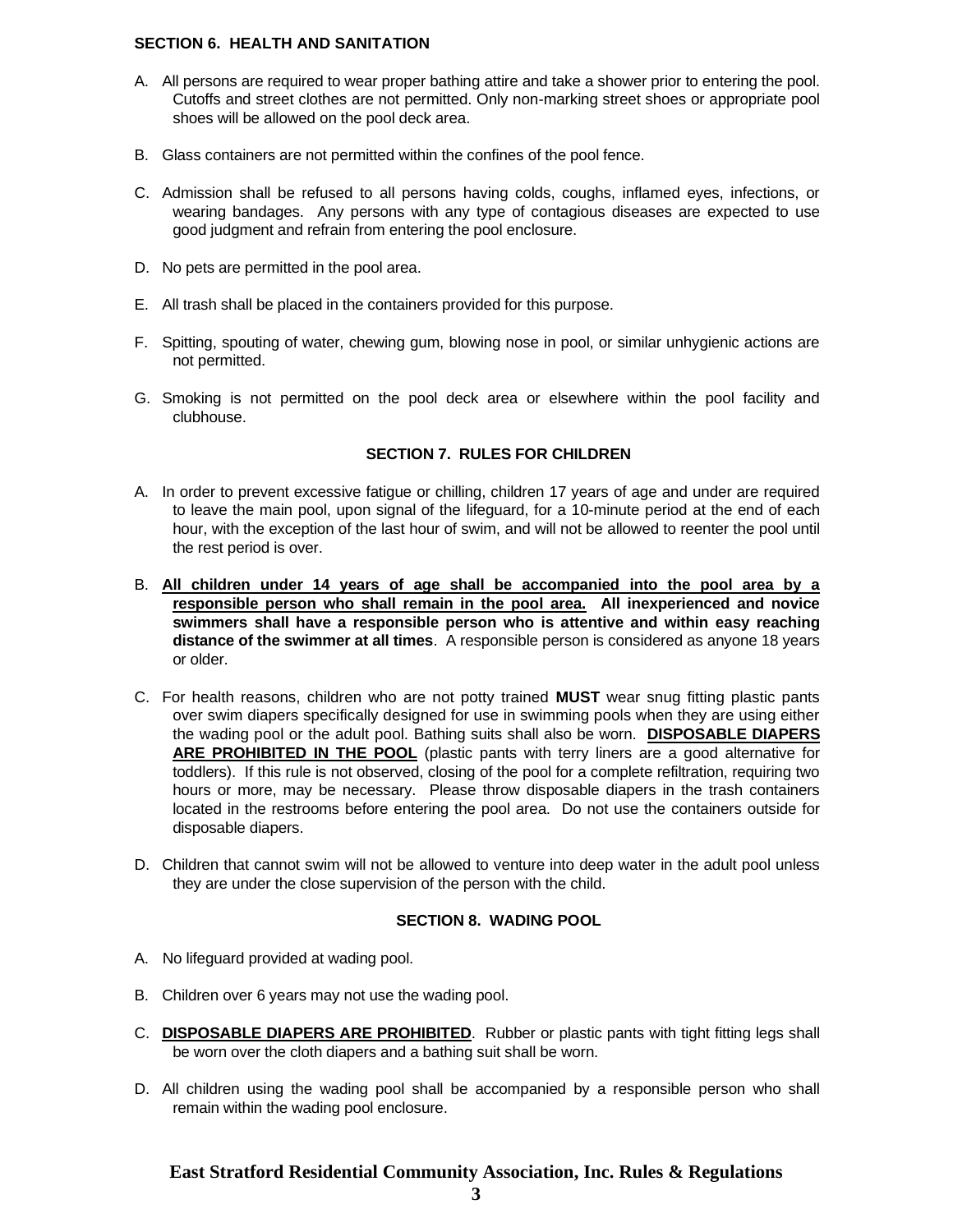### SECTION 6. HEALTH AND SANITATION

A. All persons are required to wear proper bathing attire and take a shower prior to entering the pool. Cutoffs and street clothes are not permitted. Only non-marking street shoes or appropriate pool shoes will be allowed on the pool deck area.

B. Glass containers are not permitted within the confines of the pool fence.

C. Admission shall be refused to all persons having colds, coughs, inflamed eyes, infections, or wearing bandages. Any persons with any type of contagious diseases are expected to use good judgment and refrain from entering the pool enclosure.

D. No pets are permitted in the pool area.

E. All trash shall be placed in the containers provided for this purpose.

F. Spitting, spouting of water, chewing gum, blowing nose in pool, or similar unhygienic actions are not permitted.

G. Smoking is not permitted on the pool deck area or elsewhere within the pool facility and clubhouse.

### SECTION 7. RULES FOR CHILDREN

A. In order to prevent excessive fatigue or chilling, children 17 years of age and under are required to leave the main pool, upon signal of the lifeguard, for a 10-minute period at the end of each hour, with the exception of the last hour of swim, and will not be allowed to reenter the pool until the rest period is over.

B. <u>**All children under 14 years of age shall be accompanied into the pool area by a responsible person who shall remain in the pool area.**</u> **All inexperienced and novice swimmers shall have a responsible person who is attentive and within easy reaching distance of the swimmer at all times**. A responsible person is considered as anyone 18 years or older.

C. For health reasons, children who are not potty trained **MUST** wear snug fitting plastic pants over swim diapers specifically designed for use in swimming pools when they are using either the wading pool or the adult pool. Bathing suits shall also be worn. <u>**DISPOSABLE DIAPERS ARE PROHIBITED IN THE POOL**</u> (plastic pants with terry liners are a good alternative for toddlers). If this rule is not observed, closing of the pool for a complete refiltration, requiring two hours or more, may be necessary. Please throw disposable diapers in the trash containers located in the restrooms before entering the pool area. Do not use the containers outside for disposable diapers.

D. Children that cannot swim will not be allowed to venture into deep water in the adult pool unless they are under the close supervision of the person with the child.

### SECTION 8. WADING POOL

A. No lifeguard provided at wading pool.

B. Children over 6 years may not use the wading pool.

C. <u>**DISPOSABLE DIAPERS ARE PROHIBITED**</u>. Rubber or plastic pants with tight fitting legs shall be worn over the cloth diapers and a bathing suit shall be worn.

D. All children using the wading pool shall be accompanied by a responsible person who shall remain within the wading pool enclosure.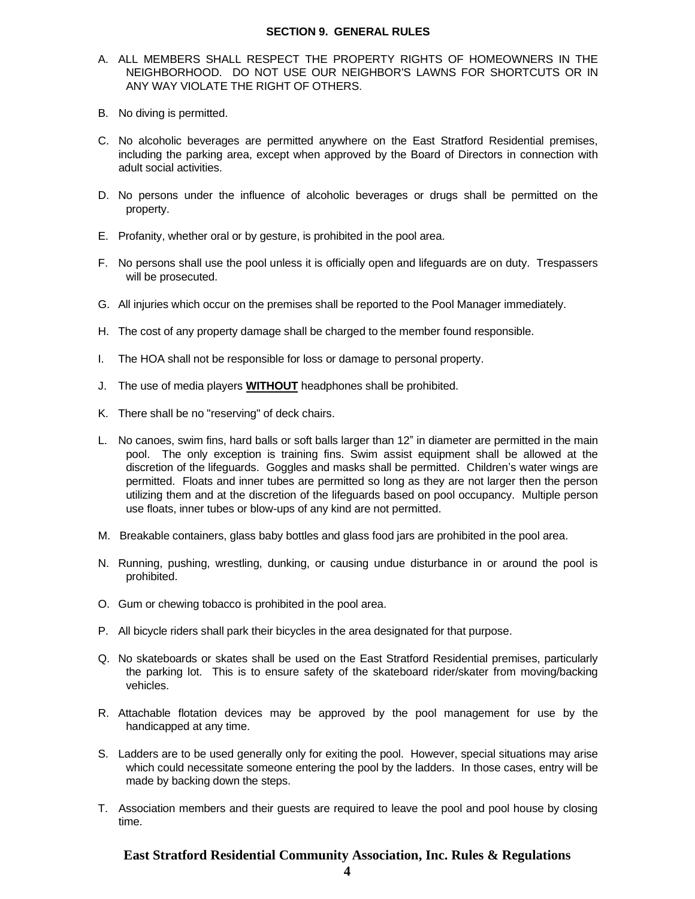## SECTION 9. GENERAL RULES

A. ALL MEMBERS SHALL RESPECT THE PROPERTY RIGHTS OF HOMEOWNERS IN THE NEIGHBORHOOD. DO NOT USE OUR NEIGHBOR'S LAWNS FOR SHORTCUTS OR IN ANY WAY VIOLATE THE RIGHT OF OTHERS.

B. No diving is permitted.

C. No alcoholic beverages are permitted anywhere on the East Stratford Residential premises, including the parking area, except when approved by the Board of Directors in connection with adult social activities.

D. No persons under the influence of alcoholic beverages or drugs shall be permitted on the property.

E. Profanity, whether oral or by gesture, is prohibited in the pool area.

F. No persons shall use the pool unless it is officially open and lifeguards are on duty. Trespassers will be prosecuted.

G. All injuries which occur on the premises shall be reported to the Pool Manager immediately.

H. The cost of any property damage shall be charged to the member found responsible.

I. The HOA shall not be responsible for loss or damage to personal property.

J. The use of media players **WITHOUT** headphones shall be prohibited.

K. There shall be no "reserving" of deck chairs.

L. No canoes, swim fins, hard balls or soft balls larger than 12" in diameter are permitted in the main pool. The only exception is training fins. Swim assist equipment shall be allowed at the discretion of the lifeguards. Goggles and masks shall be permitted. Children's water wings are permitted. Floats and inner tubes are permitted so long as they are not larger then the person utilizing them and at the discretion of the lifeguards based on pool occupancy. Multiple person use floats, inner tubes or blow-ups of any kind are not permitted.

M. Breakable containers, glass baby bottles and glass food jars are prohibited in the pool area.

N. Running, pushing, wrestling, dunking, or causing undue disturbance in or around the pool is prohibited.

O. Gum or chewing tobacco is prohibited in the pool area.

P. All bicycle riders shall park their bicycles in the area designated for that purpose.

Q. No skateboards or skates shall be used on the East Stratford Residential premises, particularly the parking lot. This is to ensure safety of the skateboard rider/skater from moving/backing vehicles.

R. Attachable flotation devices may be approved by the pool management for use by the handicapped at any time.

S. Ladders are to be used generally only for exiting the pool. However, special situations may arise which could necessitate someone entering the pool by the ladders. In those cases, entry will be made by backing down the steps.

T. Association members and their guests are required to leave the pool and pool house by closing time.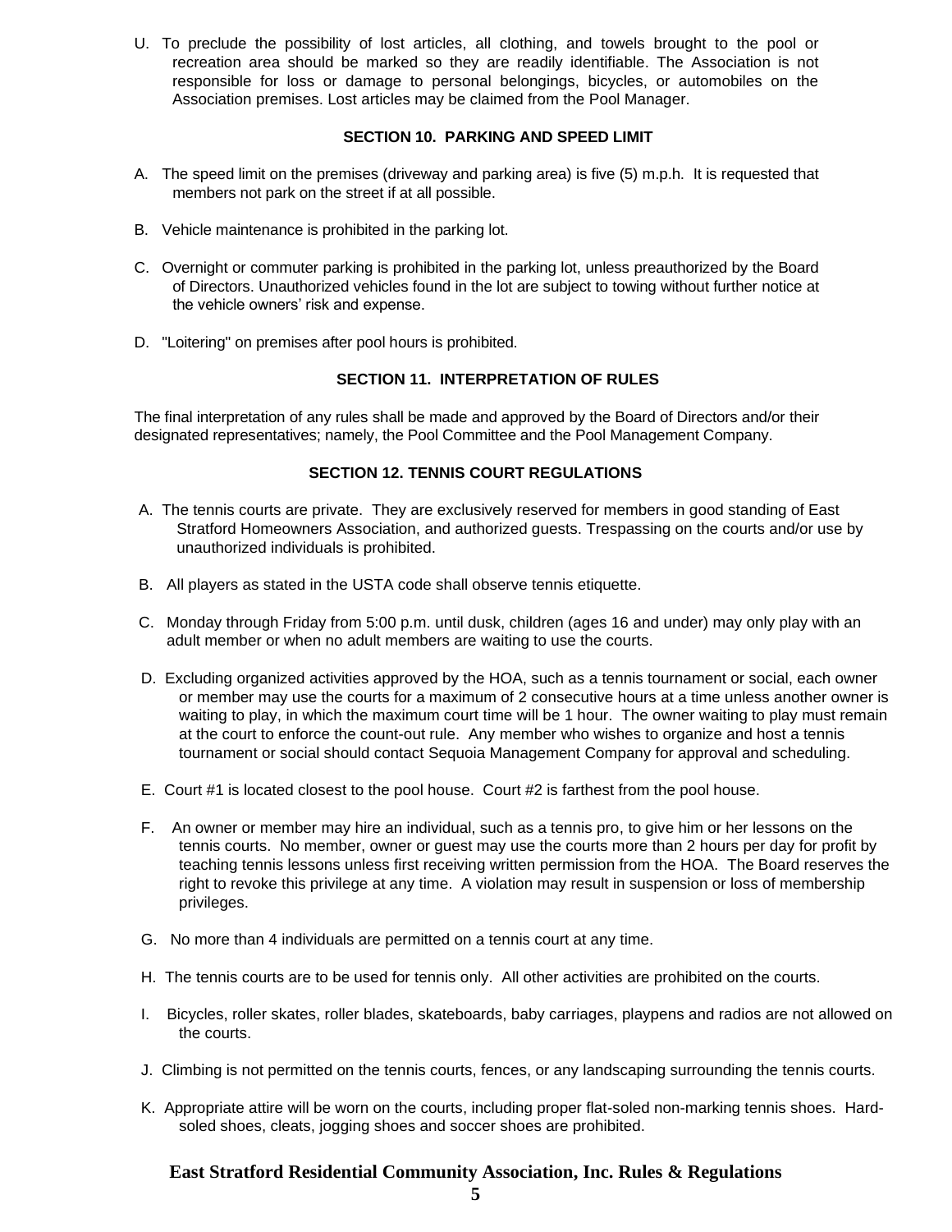U. To preclude the possibility of lost articles, all clothing, and towels brought to the pool or recreation area should be marked so they are readily identifiable. The Association is not responsible for loss or damage to personal belongings, bicycles, or automobiles on the Association premises. Lost articles may be claimed from the Pool Manager.

### SECTION 10. PARKING AND SPEED LIMIT

A. The speed limit on the premises (driveway and parking area) is five (5) m.p.h. It is requested that members not park on the street if at all possible.

B. Vehicle maintenance is prohibited in the parking lot.

C. Overnight or commuter parking is prohibited in the parking lot, unless preauthorized by the Board of Directors. Unauthorized vehicles found in the lot are subject to towing without further notice at the vehicle owners' risk and expense.

D. "Loitering" on premises after pool hours is prohibited.

### SECTION 11. INTERPRETATION OF RULES

The final interpretation of any rules shall be made and approved by the Board of Directors and/or their designated representatives; namely, the Pool Committee and the Pool Management Company.

### SECTION 12. TENNIS COURT REGULATIONS

A. The tennis courts are private. They are exclusively reserved for members in good standing of East Stratford Homeowners Association, and authorized guests. Trespassing on the courts and/or use by unauthorized individuals is prohibited.

B. All players as stated in the USTA code shall observe tennis etiquette.

C. Monday through Friday from 5:00 p.m. until dusk, children (ages 16 and under) may only play with an adult member or when no adult members are waiting to use the courts.

D. Excluding organized activities approved by the HOA, such as a tennis tournament or social, each owner or member may use the courts for a maximum of 2 consecutive hours at a time unless another owner is waiting to play, in which the maximum court time will be 1 hour. The owner waiting to play must remain at the court to enforce the count-out rule. Any member who wishes to organize and host a tennis tournament or social should contact Sequoia Management Company for approval and scheduling.

E. Court #1 is located closest to the pool house. Court #2 is farthest from the pool house.

F. An owner or member may hire an individual, such as a tennis pro, to give him or her lessons on the tennis courts. No member, owner or guest may use the courts more than 2 hours per day for profit by teaching tennis lessons unless first receiving written permission from the HOA. The Board reserves the right to revoke this privilege at any time. A violation may result in suspension or loss of membership privileges.

G. No more than 4 individuals are permitted on a tennis court at any time.

H. The tennis courts are to be used for tennis only. All other activities are prohibited on the courts.

I. Bicycles, roller skates, roller blades, skateboards, baby carriages, playpens and radios are not allowed on the courts.

J. Climbing is not permitted on the tennis courts, fences, or any landscaping surrounding the tennis courts.

K. Appropriate attire will be worn on the courts, including proper flat-soled non-marking tennis shoes. Hard-soled shoes, cleats, jogging shoes and soccer shoes are prohibited.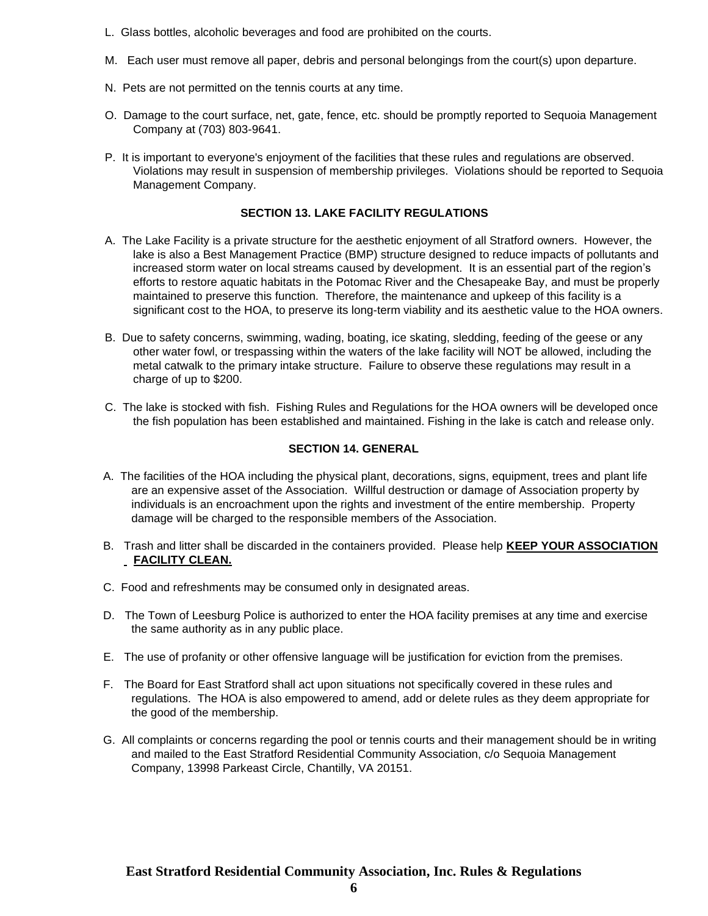L. Glass bottles, alcoholic beverages and food are prohibited on the courts.

M. Each user must remove all paper, debris and personal belongings from the court(s) upon departure.

N. Pets are not permitted on the tennis courts at any time.

O. Damage to the court surface, net, gate, fence, etc. should be promptly reported to Sequoia Management Company at (703) 803-9641.

P. It is important to everyone's enjoyment of the facilities that these rules and regulations are observed. Violations may result in suspension of membership privileges. Violations should be reported to Sequoia Management Company.

## SECTION 13. LAKE FACILITY REGULATIONS

A. The Lake Facility is a private structure for the aesthetic enjoyment of all Stratford owners. However, the lake is also a Best Management Practice (BMP) structure designed to reduce impacts of pollutants and increased storm water on local streams caused by development. It is an essential part of the region's efforts to restore aquatic habitats in the Potomac River and the Chesapeake Bay, and must be properly maintained to preserve this function. Therefore, the maintenance and upkeep of this facility is a significant cost to the HOA, to preserve its long-term viability and its aesthetic value to the HOA owners.

B. Due to safety concerns, swimming, wading, boating, ice skating, sledding, feeding of the geese or any other water fowl, or trespassing within the waters of the lake facility will NOT be allowed, including the metal catwalk to the primary intake structure. Failure to observe these regulations may result in a charge of up to $200.

C. The lake is stocked with fish. Fishing Rules and Regulations for the HOA owners will be developed once the fish population has been established and maintained. Fishing in the lake is catch and release only.

## SECTION 14. GENERAL

A. The facilities of the HOA including the physical plant, decorations, signs, equipment, trees and plant life are an expensive asset of the Association. Willful destruction or damage of Association property by individuals is an encroachment upon the rights and investment of the entire membership. Property damage will be charged to the responsible members of the Association.

B. Trash and litter shall be discarded in the containers provided. Please help **KEEP YOUR ASSOCIATION FACILITY CLEAN.**

C. Food and refreshments may be consumed only in designated areas.

D. The Town of Leesburg Police is authorized to enter the HOA facility premises at any time and exercise the same authority as in any public place.

E. The use of profanity or other offensive language will be justification for eviction from the premises.

F. The Board for East Stratford shall act upon situations not specifically covered in these rules and regulations. The HOA is also empowered to amend, add or delete rules as they deem appropriate for the good of the membership.

G. All complaints or concerns regarding the pool or tennis courts and their management should be in writing and mailed to the East Stratford Residential Community Association, c/o Sequoia Management Company, 13998 Parkeast Circle, Chantilly, VA 20151.